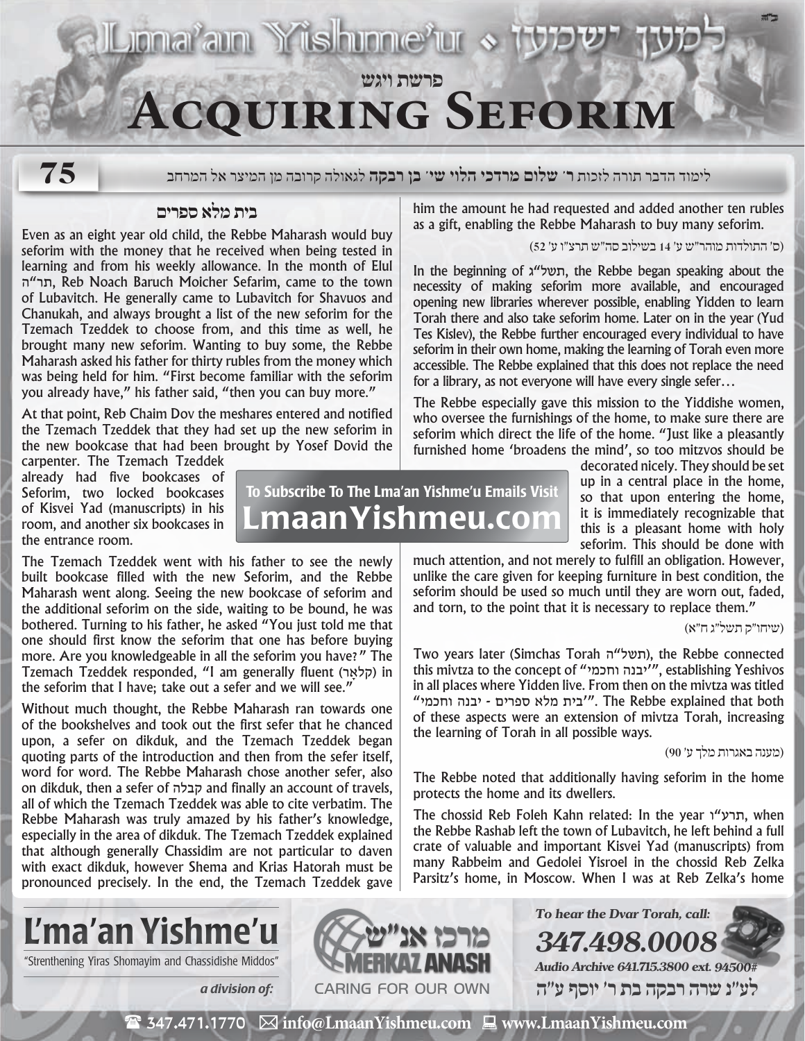# Lma'an Yishme'u • למען ישמעו

## פרשת ויגש

# Acquiring Seforim

לימוד הדבר תורה לזכות **ר' שלום מרדכי הלוי שי' בן רבקה** לגאולה קרובה מן המיצר אל המרחב

## בית מלא ספרים

Even as an eight year old child, the Rebbe Maharash would buy seforim with the money that he received when being tested in learning and from his weekly allowance. In the month of Elul תר"ה, Reb Noach Baruch Moicher Sefarim, came to the town of Lubavitch. He generally came to Lubavitch for Shavuos and Chanukah, and always brought a list of the new seforim for the Tzemach Tzeddek to choose from, and this time as well, he brought many new seforim. Wanting to buy some, the Rebbe Maharash asked his father for thirty rubles from the money which was being held for him. "First become familiar with the seforim you already have," his father said, "then you can buy more."

At that point, Reb Chaim Dov the meshares entered and notified the Tzemach Tzeddek that they had set up the new seforim in the new bookcase that had been brought by Yosef Dovid the carpenter. The Tzemach Tzeddek already had five bookcases of Seforim, two locked bookcases of Kisvei Yad (manuscripts) in his room, and another six bookcases in the entrance room.

The Tzemach Tzeddek went with his father to see the newly built bookcase filled with the new Seforim, and the Rebbe Maharash went along. Seeing the new bookcase of seforim and the additional seforim on the side, waiting to be bound, he was bothered. Turning to his father, he asked "You just told me that one should first know the seforim that one has before buying more. Are you knowledgeable in all the seforim you have?" The Tzemach Tzeddek responded, "I am generally fluent (קלאַר) in the seforim that I have; take out a sefer and we will see."

Without much thought, the Rebbe Maharash ran towards one of the bookshelves and took out the first sefer that he chanced upon, a sefer on dikduk, and the Tzemach Tzeddek began quoting parts of the introduction and then from the sefer itself, word for word. The Rebbe Maharash chose another sefer, also on dikduk, then a sefer of קבלה and finally an account of travels, all of which the Tzemach Tzeddek was able to cite verbatim. The Rebbe Maharash was truly amazed by his father's knowledge, especially in the area of dikduk. The Tzemach Tzeddek explained that although generally Chassidim are not particular to daven with exact dikduk, however Shema and Krias Hatorah must be pronounced precisely. In the end, the Tzemach Tzeddek gave him the amount he had requested and added another ten rubles as a gift, enabling the Rebbe Maharash to buy many seforim.

(ס' התולדות מוהר"ש ע' 14 בשילוב סה"ש תרצ"ו ע' 52)

In the beginning of תשל"ג, the Rebbe began speaking about the necessity of making seforim more available, and encouraged opening new libraries wherever possible, enabling Yidden to learn Torah there and also take seforim home. Later on in the year (Yud Tes Kislev), the Rebbe further encouraged every individual to have seforim in their own home, making the learning of Torah even more accessible. The Rebbe explained that this does not replace the need for a library, as not everyone will have every single sefer…

The Rebbe especially gave this mission to the Yiddishe women, who oversee the furnishings of the home, to make sure there are seforim which direct the life of the home. "Just like a pleasantly furnished home 'broadens the mind', so too mitzvos should be decorated nicely. They should be set up in a central place in the home, so that upon entering the home, it is immediately recognizable that this is a pleasant home with holy seforim. This should be done with much attention, and not merely to fulfill an obligation. However, unlike the care given for keeping furniture in best condition, the seforim should be used so much until they are worn out, faded, and torn, to the point that it is necessary to replace them."

(שיחו"ק תשל"ג ח"א)

Two years later (Simchas Torah תשל"ה), the Rebbe connected this mivtza to the concept of "'יבנה וחכמי'", establishing Yeshivos in all places where Yidden live. From then on the mivtza was titled "'בית מלא ספרים - יבנה וחכמי'". The Rebbe explained that both of these aspects were an extension of mivtza Torah, increasing the learning of Torah in all possible ways.

(מענה באגרות מלך ע' 90)

The Rebbe noted that additionally having seforim in the home protects the home and its dwellers.

The chossid Reb Foleh Kahn related: In the year תרע"ו, when the Rebbe Rashab left the town of Lubavitch, he left behind a full crate of valuable and important Kisvei Yad (manuscripts) from many Rabbeim and Gedolei Yisroel in the chossid Reb Zelka Parsitz's home, in Moscow. When I was at Reb Zelka's home

To Subscribe To The Lma'an Yishme'u Emails Visit LmaanYishmeu.com

**L'ma'an Yishme'u** — "Strenthening Yiras Shomayim and Chassidishe Middos" — *a division of:* מרכז אנ"ש MERKAZ ANASH — CARING FOR OUR OWN

*To hear the Dvar Torah, call:* **347.498.0008** — *Audio Archive 641.715.3800 ext. 94500#*

לע"נ שרה רבקה בת ר' יוסף ע"ה

347.471.1770 | info@LmaanYishmeu.com | www.LmaanYishmeu.com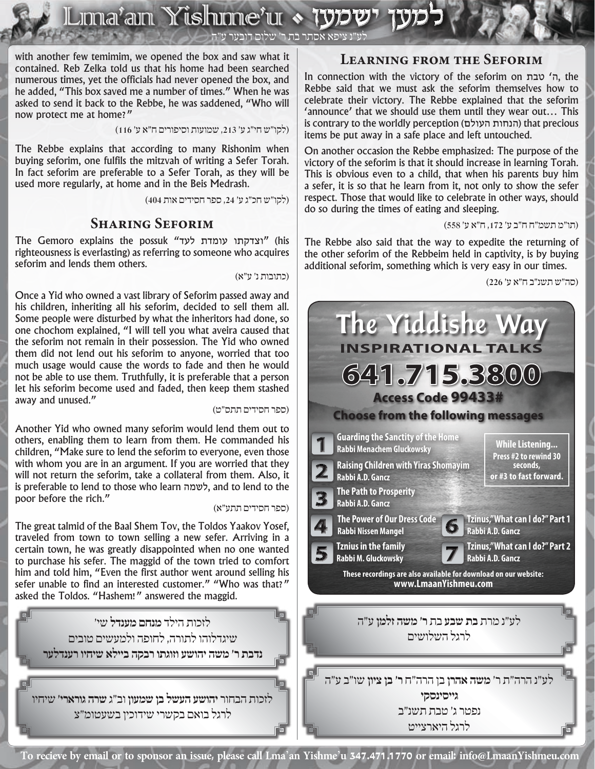with another few temimim, we opened the box and saw what it contained. Reb Zelka told us that his home had been searched numerous times, yet the officials had never opened the box, and he added, "This box saved me a number of times." When he was asked to send it back to the Rebbe, he was saddened, "Who will now protect me at home?"

(לקו"ש חי"ג ע' 213, שמועות וסיפורים ח"א ע' 116)

The Rebbe explains that according to many Rishonim when buying seforim, one fulfils the mitzvah of writing a Sefer Torah. In fact seforim are preferable to a Sefer Torah, as they will be used more regularly, at home and in the Beis Medrash.

(לקו"ש חכ"ג ע' 24, ספר חסידים אות 404)

## Sharing Seforim

The Gemoro explains the possuk "וצדקתו עומדת לעד" (his righteousness is everlasting) as referring to someone who acquires seforim and lends them others.

(כתובות נ' ע"א)

Once a Yid who owned a vast library of Seforim passed away and his children, inheriting all his seforim, decided to sell them all. Some people were disturbed by what the inheritors had done, so one chochom explained, "I will tell you what aveira caused that the seforim not remain in their possession. The Yid who owned them did not lend out his seforim to anyone, worried that too much usage would cause the words to fade and then he would not be able to use them. Truthfully, it is preferable that a person let his seforim become used and faded, then keep them stashed away and unused."

(ספר חסידים תתס"ט)

Another Yid who owned many seforim would lend them out to others, enabling them to learn from them. He commanded his children, "Make sure to lend the seforim to everyone, even those with whom you are in an argument. If you are worried that they will not return the seforim, take a collateral from them. Also, it is preferable to lend to those who learn לשמה, and to lend to the poor before the rich."

(ספר חסידים תתע"א)

The great talmid of the Baal Shem Tov, the Toldos Yaakov Yosef, traveled from town to town selling a new sefer. Arriving in a certain town, he was greatly disappointed when no one wanted to purchase his sefer. The maggid of the town tried to comfort him and told him, "Even the first author went around selling his sefer unable to find an interested customer." "Who was that?" asked the Toldos. "Hashem!" answered the maggid.

לזכות הילד **מנחם מענדל** שי'
שיגדלוהו לתורה, לחופה ולמעשים טובים
**נדבת ר' משה יהושע וזוגתו רבקה ביילא שיחיו רענדלער**

לזכות הבחור **יהושע העשל בן שמעון** וב"ג **שרה גוראריי** שיחיו
לרגל בואם בקשרי שידוכין בשעטומ"צ

## Learning from the Seforim

In connection with the victory of the seforim on ה' טבת, the Rebbe said that we must ask the seforim themselves how to celebrate their victory. The Rebbe explained that the seforim 'announce' that we should use them until they wear out… This is contrary to the worldly perception (הנחות העולם) that precious items be put away in a safe place and left untouched.

On another occasion the Rebbe emphasized: The purpose of the victory of the seforim is that it should increase in learning Torah. This is obvious even to a child, that when his parents buy him a sefer, it is so that he learn from it, not only to show the sefer respect. Those that would like to celebrate in other ways, should do so during the times of eating and sleeping.

(תו"מ תשמ"ח ח"ב ע' 172, ח"א ע' 558)

The Rebbe also said that the way to expedite the returning of the other seforim of the Rebbeim held in captivity, is by buying additional seforim, something which is very easy in our times.

(סה"ש תשנ"ב ח"א ע' 226)

**The Yiddishe Way**
**INSPIRATIONAL TALKS**
**641.715.3800**
**Access Code 99433#**
**Choose from the following messages**

1. **Guarding the Sanctity of the Home** – Rabbi Menachem Gluckowsky
2. **Raising Children with Yiras Shomayim** – Rabbi A.D. Gancz
3. **The Path to Prosperity** – Rabbi A.D. Gancz
4. **The Power of Our Dress Code** – Rabbi Nissen Mangel
5. **Tznius in the family** – Rabbi M. Gluckowsky
6. **Tzinus,"What can I do?" Part 1** – Rabbi A.D. Gancz
7. **Tzinus,"What can I do?" Part 2** – Rabbi A.D. Gancz

**While Listening...**
Press #2 to rewind 30 seconds, or #3 to fast forward.

These recordings are also available for download on our website:
**www.LmaanYishmeu.com**

לע"נ מרת **בת שבע** בת ר' **משה זלמן** ע"ה
לרגל השלושים

לע"נ הרה"ת ר' **משה אהרן** בן הרה"ח ר' **בן ציון** שו"ב ע"ה
**גייסינסקי**
נפטר ג' טבת תשנ"ב
לרגל היארצייט